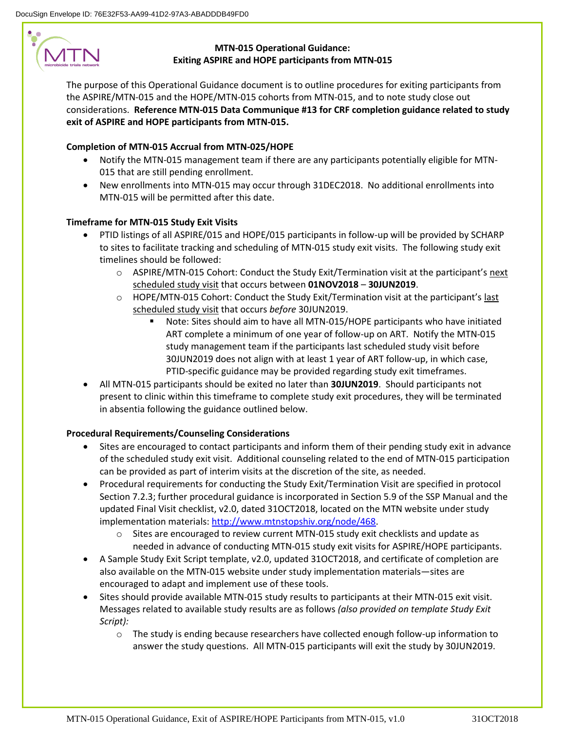# MTN-015 Operational Guidance: Exiting ASPIRE and HOPE participants from MTN-015

The purpose of this Operational Guidance document is to outline procedures for exiting participants from the ASPIRE/MTN-015 and the HOPE/MTN-015 cohorts from MTN-015, and to note study close out considerations. **Reference MTN-015 Data Communique #13 for CRF completion guidance related to study exit of ASPIRE and HOPE participants from MTN-015.**

**Completion of MTN-015 Accrual from MTN-025/HOPE**

- Notify the MTN-015 management team if there are any participants potentially eligible for MTN-015 that are still pending enrollment.
- New enrollments into MTN-015 may occur through 31DEC2018. No additional enrollments into MTN-015 will be permitted after this date.

**Timeframe for MTN-015 Study Exit Visits**

- PTID listings of all ASPIRE/015 and HOPE/015 participants in follow-up will be provided by SCHARP to sites to facilitate tracking and scheduling of MTN-015 study exit visits. The following study exit timelines should be followed:
  - ASPIRE/MTN-015 Cohort: Conduct the Study Exit/Termination visit at the participant's next scheduled study visit that occurs between **01NOV2018** – **30JUN2019**.
  - HOPE/MTN-015 Cohort: Conduct the Study Exit/Termination visit at the participant's last scheduled study visit that occurs *before* 30JUN2019.
    - Note: Sites should aim to have all MTN-015/HOPE participants who have initiated ART complete a minimum of one year of follow-up on ART. Notify the MTN-015 study management team if the participants last scheduled study visit before 30JUN2019 does not align with at least 1 year of ART follow-up, in which case, PTID-specific guidance may be provided regarding study exit timeframes.
- All MTN-015 participants should be exited no later than **30JUN2019**. Should participants not present to clinic within this timeframe to complete study exit procedures, they will be terminated in absentia following the guidance outlined below.

**Procedural Requirements/Counseling Considerations**

- Sites are encouraged to contact participants and inform them of their pending study exit in advance of the scheduled study exit visit. Additional counseling related to the end of MTN-015 participation can be provided as part of interim visits at the discretion of the site, as needed.
- Procedural requirements for conducting the Study Exit/Termination Visit are specified in protocol Section 7.2.3; further procedural guidance is incorporated in Section 5.9 of the SSP Manual and the updated Final Visit checklist, v2.0, dated 31OCT2018, located on the MTN website under study implementation materials: http://www.mtnstopshiv.org/node/468.
  - Sites are encouraged to review current MTN-015 study exit checklists and update as needed in advance of conducting MTN-015 study exit visits for ASPIRE/HOPE participants.
- A Sample Study Exit Script template, v2.0, updated 31OCT2018, and certificate of completion are also available on the MTN-015 website under study implementation materials—sites are encouraged to adapt and implement use of these tools.
- Sites should provide available MTN-015 study results to participants at their MTN-015 exit visit. Messages related to available study results are as follows *(also provided on template Study Exit Script):*
  - The study is ending because researchers have collected enough follow-up information to answer the study questions. All MTN-015 participants will exit the study by 30JUN2019.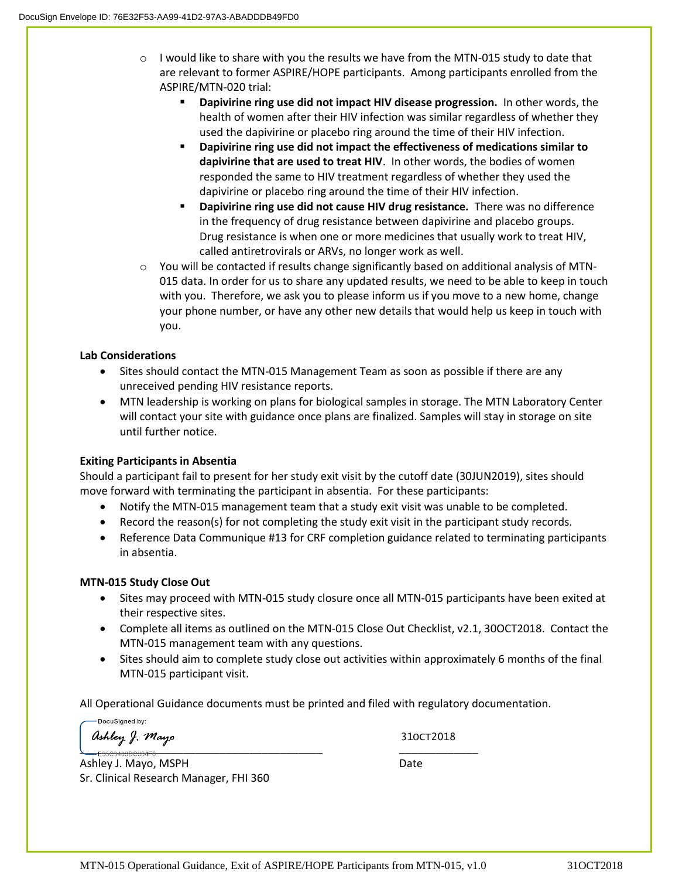- I would like to share with you the results we have from the MTN-015 study to date that are relevant to former ASPIRE/HOPE participants. Among participants enrolled from the ASPIRE/MTN-020 trial:
  - **Dapivirine ring use did not impact HIV disease progression.** In other words, the health of women after their HIV infection was similar regardless of whether they used the dapivirine or placebo ring around the time of their HIV infection.
  - **Dapivirine ring use did not impact the effectiveness of medications similar to dapivirine that are used to treat HIV**. In other words, the bodies of women responded the same to HIV treatment regardless of whether they used the dapivirine or placebo ring around the time of their HIV infection.
  - **Dapivirine ring use did not cause HIV drug resistance.** There was no difference in the frequency of drug resistance between dapivirine and placebo groups. Drug resistance is when one or more medicines that usually work to treat HIV, called antiretrovirals or ARVs, no longer work as well.
- You will be contacted if results change significantly based on additional analysis of MTN-015 data. In order for us to share any updated results, we need to be able to keep in touch with you. Therefore, we ask you to please inform us if you move to a new home, change your phone number, or have any other new details that would help us keep in touch with you.

**Lab Considerations**

- Sites should contact the MTN-015 Management Team as soon as possible if there are any unreceived pending HIV resistance reports.
- MTN leadership is working on plans for biological samples in storage. The MTN Laboratory Center will contact your site with guidance once plans are finalized. Samples will stay in storage on site until further notice.

**Exiting Participants in Absentia**

Should a participant fail to present for her study exit visit by the cutoff date (30JUN2019), sites should move forward with terminating the participant in absentia. For these participants:

- Notify the MTN-015 management team that a study exit visit was unable to be completed.
- Record the reason(s) for not completing the study exit visit in the participant study records.
- Reference Data Communique #13 for CRF completion guidance related to terminating participants in absentia.

**MTN-015 Study Close Out**

- Sites may proceed with MTN-015 study closure once all MTN-015 participants have been exited at their respective sites.
- Complete all items as outlined on the MTN-015 Close Out Checklist, v2.1, 30OCT2018. Contact the MTN-015 management team with any questions.
- Sites should aim to complete study close out activities within approximately 6 months of the final MTN-015 participant visit.

All Operational Guidance documents must be printed and filed with regulatory documentation.

DocuSigned by:
Ashley J. Mayo

Ashley J. Mayo, MSPH
Sr. Clinical Research Manager, FHI 360

31OCT2018
Date